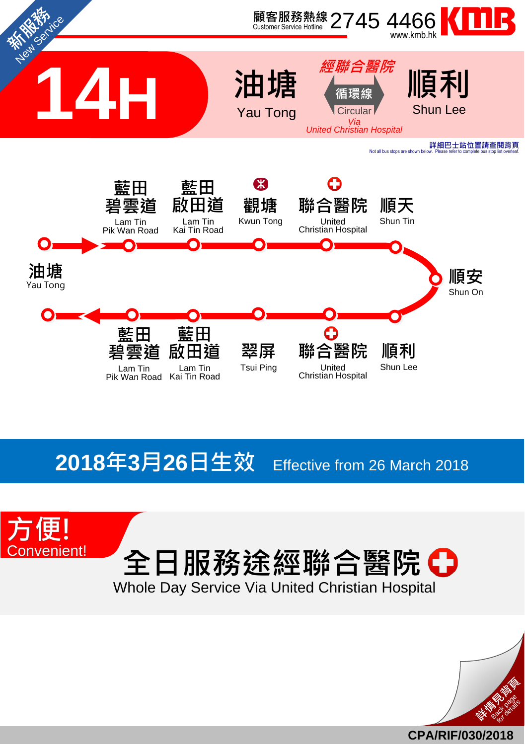新服務 New Service

顧客服務熱線 Customer Service Hotline 2745 4466 KMB www.kmb.hk

# 14H

**油塘 Yau Tong** 循環線 Circular **順利 Shun Lee**

*經聯合醫院 Via United Christian Hospital*

詳細巴士站位置請查閱背頁
Not all bus stops are shown below. Please refer to complete bus stop list overleaf.

油塘 Yau Tong → 藍田碧雲道 Lam Tin Pik Wan Road → 藍田啟田道 Lam Tin Kai Tin Road → 觀塘 Kwun Tong → 聯合醫院 United Christian Hospital → 順天 Shun Tin → 順安 Shun On → 順利 Shun Lee → 聯合醫院 United Christian Hospital → 翠屏 Tsui Ping → 藍田啟田道 Lam Tin Kai Tin Road → 藍田碧雲道 Lam Tin Pik Wan Road → 油塘 Yau Tong

## 2018年3月26日生效 Effective from 26 March 2018

**方便! Convenient!**

## 全日服務途經聯合醫院

Whole Day Service Via United Christian Hospital

詳情見背頁 Back page for details

CPA/RIF/030/2018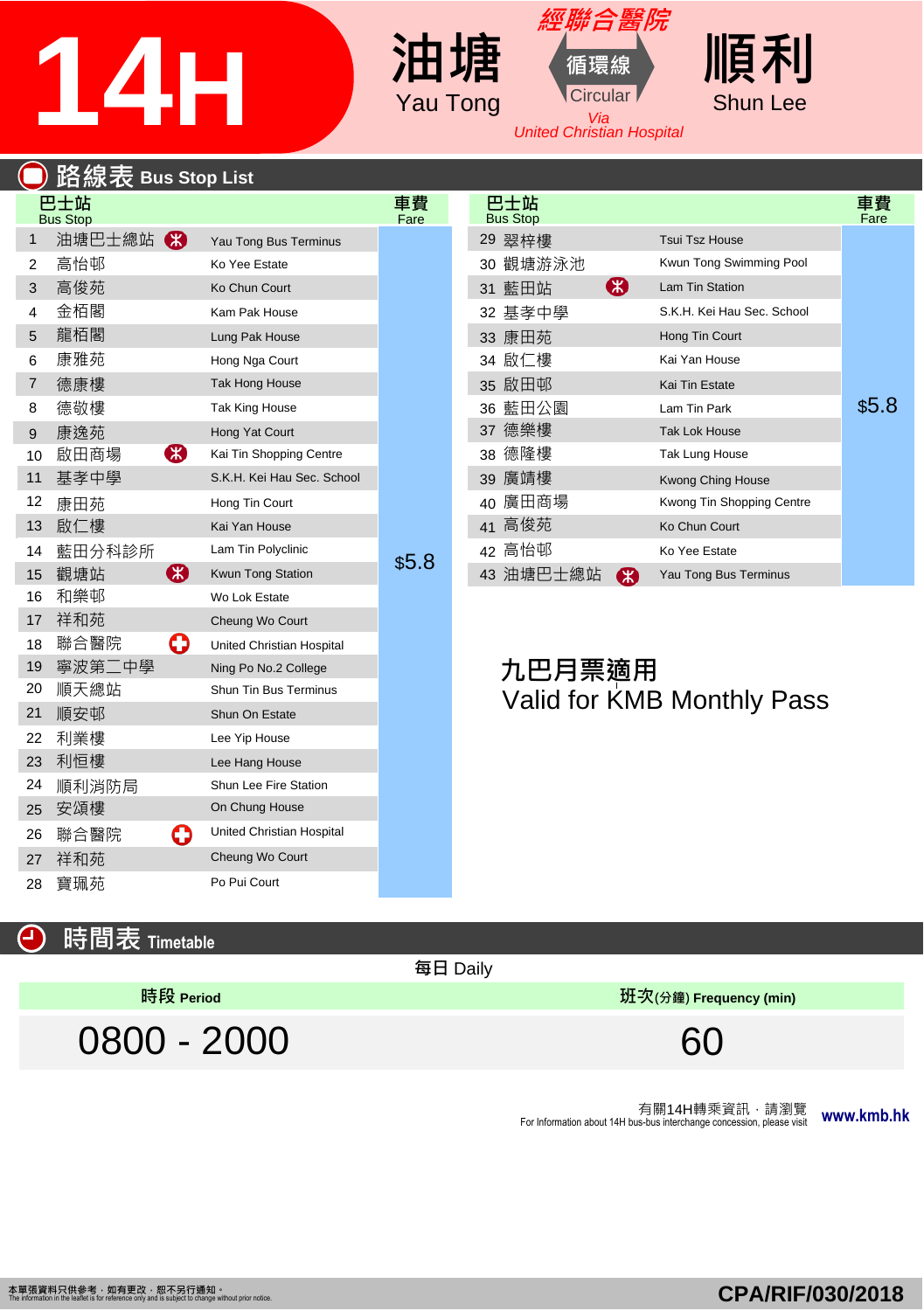# 14H

**油塘 Yau Tong** — 經聯合醫院 循環線 Circular Via United Christian Hospital — **順利 Shun Lee**

## 路線表 Bus Stop List

| | 巴士站 | Bus Stop | 車費 Fare |
|---|---|---|---|
| 1 | 油塘巴士總站 | Yau Tong Bus Terminus | $5.8 |
| 2 | 高怡邨 | Ko Yee Estate | |
| 3 | 高俊苑 | Ko Chun Court | |
| 4 | 金栢閣 | Kam Pak House | |
| 5 | 龍栢閣 | Lung Pak House | |
| 6 | 康雅苑 | Hong Nga Court | |
| 7 | 德康樓 | Tak Hong House | |
| 8 | 德敬樓 | Tak King House | |
| 9 | 康逸苑 | Hong Yat Court | |
| 10 | 啟田商場 | Kai Tin Shopping Centre | |
| 11 | 基孝中學 | S.K.H. Kei Hau Sec. School | |
| 12 | 康田苑 | Hong Tin Court | |
| 13 | 啟仁樓 | Kai Yan House | |
| 14 | 藍田分科診所 | Lam Tin Polyclinic | |
| 15 | 觀塘站 | Kwun Tong Station | |
| 16 | 和樂邨 | Wo Lok Estate | |
| 17 | 祥和苑 | Cheung Wo Court | |
| 18 | 聯合醫院 | United Christian Hospital | |
| 19 | 寧波第二中學 | Ning Po No.2 College | |
| 20 | 順天總站 | Shun Tin Bus Terminus | |
| 21 | 順安邨 | Shun On Estate | |
| 22 | 利業樓 | Lee Yip House | |
| 23 | 利恒樓 | Lee Hang House | |
| 24 | 順利消防局 | Shun Lee Fire Station | |
| 25 | 安頌樓 | On Chung House | |
| 26 | 聯合醫院 | United Christian Hospital | |
| 27 | 祥和苑 | Cheung Wo Court | |
| 28 | 寶珮苑 | Po Pui Court | |
| 29 | 翠梓樓 | Tsui Tsz House | $5.8 |
| 30 | 觀塘游泳池 | Kwun Tong Swimming Pool | |
| 31 | 藍田站 | Lam Tin Station | |
| 32 | 基孝中學 | S.K.H. Kei Hau Sec. School | |
| 33 | 康田苑 | Hong Tin Court | |
| 34 | 啟仁樓 | Kai Yan House | |
| 35 | 啟田邨 | Kai Tin Estate | |
| 36 | 藍田公園 | Lam Tin Park | |
| 37 | 德樂樓 | Tak Lok House | |
| 38 | 德隆樓 | Tak Lung House | |
| 39 | 廣靖樓 | Kwong Ching House | |
| 40 | 廣田商場 | Kwong Tin Shopping Centre | |
| 41 | 高俊苑 | Ko Chun Court | |
| 42 | 高怡邨 | Ko Yee Estate | |
| 43 | 油塘巴士總站 | Yau Tong Bus Terminus | |

**九巴月票適用**
**Valid for KMB Monthly Pass**

## 時間表 Timetable

每日 Daily

| 時段 Period | 班次(分鐘) Frequency (min) |
|---|---|
| 0800 - 2000 | 60 |

有關14H轉乘資訊，請瀏覽
For Information about 14H bus-bus interchange concession, please visit **www.kmb.hk**

本單張資料只供參考，如有更改，恕不另行通知。
The information in the leaflet is for reference only and is subject to change without prior notice.

CPA/RIF/030/2018